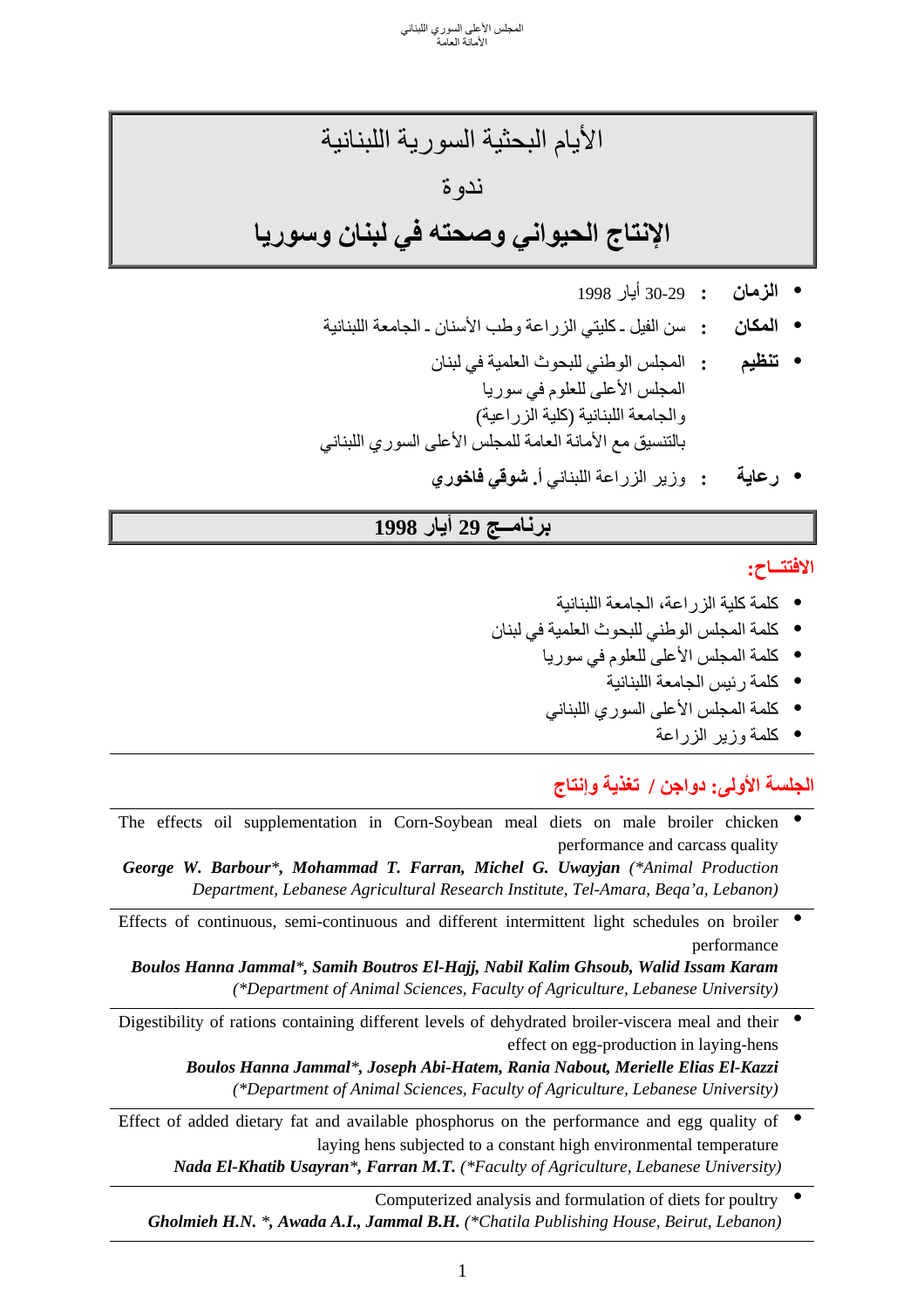# الأيام البحثية السورية اللبنانية

## ندوة

# **الإنتاج الحيواني وصحته في لبنان وسوريا**

- **الزمان** : 29-30 أيار 1998
- **المكان** : سن الفيل ـ كليتي الزراعة وطب الأسنان ـ الجامعة اللبنانية
- **تنظيم** : المجلس الوطني للبحوث العلمية في لبنان
  المجلس الأعلى للعلوم في سوريا
  والجامعة اللبنانية (كلية الزراعية)
  بالتنسيق مع الأمانة العامة للمجلس الأعلى السوري اللبناني
- **رعاية** : وزير الزراعة اللبناني أ. **شوقي فاخوري**

## **برنامــج 29 أيار 1998**

### **الافتتــاح:**

- كلمة كلية الزراعة، الجامعة اللبنانية
- كلمة المجلس الوطني للبحوث العلمية في لبنان
- كلمة المجلس الأعلى للعلوم في سوريا
- كلمة رئيس الجامعة اللبنانية
- كلمة المجلس الأعلى السوري اللبناني
- كلمة وزير الزراعة

### **الجلسة الأولى: دواجن / تغذية وإنتاج**

- The effects oil supplementation in Corn-Soybean meal diets on male broiler chicken performance and carcass quality
  ***George W. Barbour*\*, Mohammad T. Farran, Michel G. Uwayjan*** *(\*Animal Production Department, Lebanese Agricultural Research Institute, Tel-Amara, Beqa'a, Lebanon)*

- Effects of continuous, semi-continuous and different intermittent light schedules on broiler performance
  ***Boulos Hanna Jammal*\*, Samih Boutros El-Hajj, Nabil Kalim Ghsoub, Walid Issam Karam***
  *(\*Department of Animal Sciences, Faculty of Agriculture, Lebanese University)*

- Digestibility of rations containing different levels of dehydrated broiler-viscera meal and their effect on egg-production in laying-hens
  ***Boulos Hanna Jammal*\*, Joseph Abi-Hatem, Rania Nabout, Merielle Elias El-Kazzi***
  *(\*Department of Animal Sciences, Faculty of Agriculture, Lebanese University)*

- Effect of added dietary fat and available phosphorus on the performance and egg quality of laying hens subjected to a constant high environmental temperature
  ***Nada El-Khatib Usayran*\*, Farran M.T.*** *(\*Faculty of Agriculture, Lebanese University)*

- Computerized analysis and formulation of diets for poultry
  ***Gholmieh H.N. \*, Awada A.I., Jammal B.H.*** *(\*Chatila Publishing House, Beirut, Lebanon)*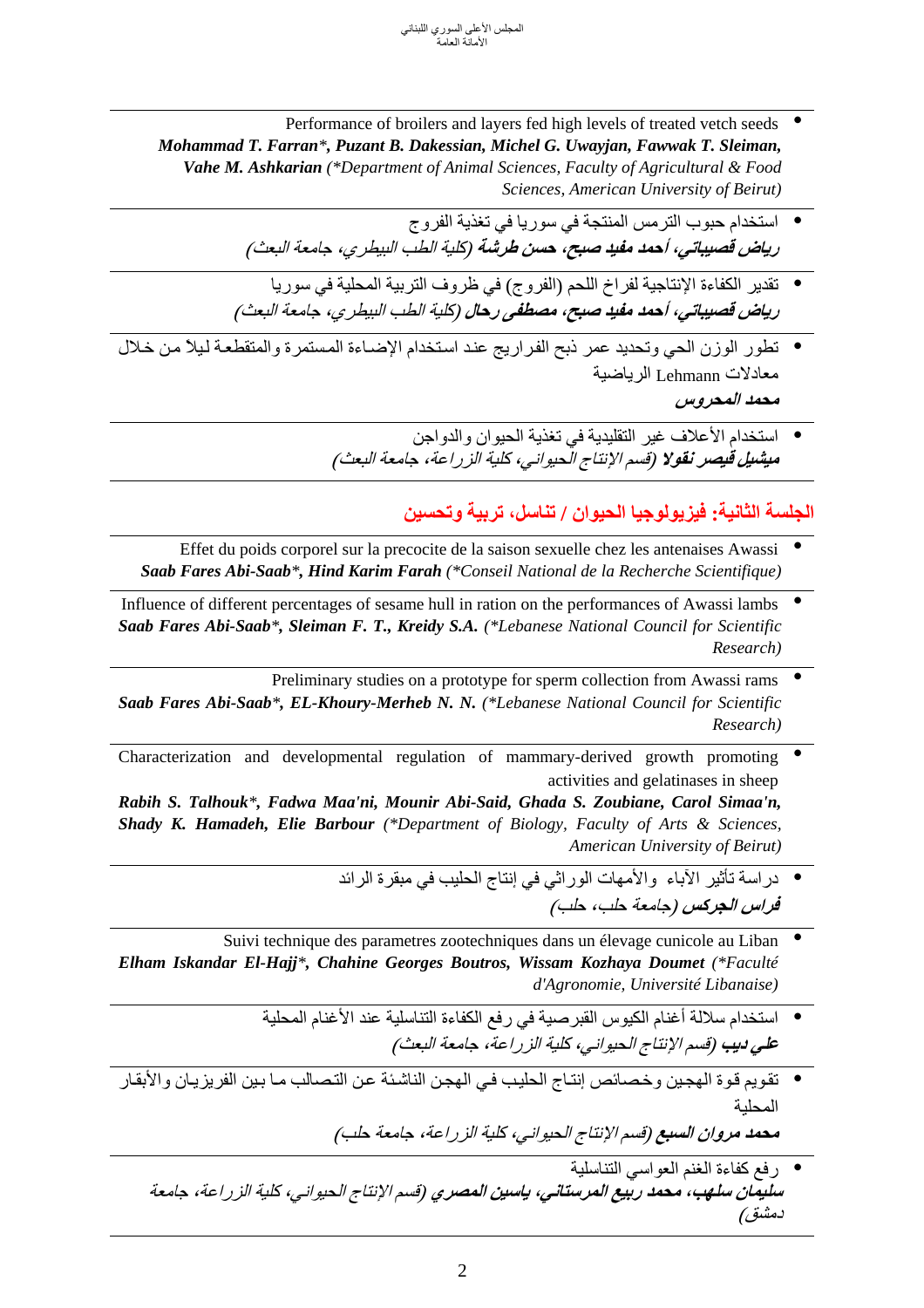- Performance of broilers and layers fed high levels of treated vetch seeds
  ***Mohammad T. Farran**\*, **Puzant B. Dakessian, Michel G. Uwayjan, Fawwak T. Sleiman, Vahe M. Ashkarian** (\*Department of Animal Sciences, Faculty of Agricultural & Food Sciences, American University of Beirut)*

- استخدام حبوب الترمس المنتجة في سوريا في تغذية الفروج
  ***رياض قصيباتي، أحمد مفيد صبح، حسن طرشة** (كلية الطب البيطري، جامعة البعث)*

- تقدير الكفاءة الإنتاجية لفراخ اللحم (الفروج) في ظروف التربية المحلية في سوريا
  ***رياض قصيباتي، أحمد مفيد صبح، مصطفى رحال** (كلية الطب البيطري، جامعة البعث)*

- تطور الوزن الحي وتحديد عمر ذبح الفراريج عند استخدام الإضاءة المستمرة والمتقطعة ليلاً من خلال معادلات Lehmann الرياضية
  ***محمد المحروس***

- استخدام الأعلاف غير التقليدية في تغذية الحيوان والدواجن
  ***ميشيل قيصر نقولا** (قسم الإنتاج الحيواني، كلية الزراعة، جامعة البعث)*

## الجلسة الثانية: فيزيولوجيا الحيوان / تناسل، تربية وتحسين

- Effet du poids corporel sur la precocite de la saison sexuelle chez les antenaises Awassi
  ***Saab Fares Abi-Saab**\*, **Hind Karim Farah** (\*Conseil National de la Recherche Scientifique)*

- Influence of different percentages of sesame hull in ration on the performances of Awassi lambs
  ***Saab Fares Abi-Saab**\*, **Sleiman F. T., Kreidy S.A.** (\*Lebanese National Council for Scientific Research)*

- Preliminary studies on a prototype for sperm collection from Awassi rams
  ***Saab Fares Abi-Saab**\*, **EL-Khoury-Merheb N. N.** (\*Lebanese National Council for Scientific Research)*

- Characterization and developmental regulation of mammary-derived growth promoting activities and gelatinases in sheep
  ***Rabih S. Talhouk**\*, **Fadwa Maa'ni, Mounir Abi-Said, Ghada S. Zoubiane, Carol Simaa'n, Shady K. Hamadeh, Elie Barbour** (\*Department of Biology, Faculty of Arts & Sciences, American University of Beirut)*

- دراسة تأثير الآباء والأمهات الوراثي في إنتاج الحليب في مبقرة الرائد
  ***فراس الجركس** (جامعة حلب، حلب)*

- Suivi technique des parametres zootechniques dans un élevage cunicole au Liban
  ***Elham Iskandar El-Hajj**\*, **Chahine Georges Boutros, Wissam Kozhaya Doumet** (\*Faculté d'Agronomie, Université Libanaise)*

- استخدام سلالة أغنام الكيوس القبرصية في رفع الكفاءة التناسلية عند الأغنام المحلية
  ***علي ديب** (قسم الإنتاج الحيواني، كلية الزراعة، جامعة البعث)*

- تقويم قوة الهجين وخصائص إنتاج الحليب في الهجن الناشئة عن التصالب ما بين الفريزيان والأبقار المحلية
  ***محمد مروان السبع** (قسم الإنتاج الحيواني، كلية الزراعة، جامعة حلب)*

- رفع كفاءة الغنم العواسي التناسلية
  ***سليمان سلهب، محمد ربيع المرستاني، ياسين المصري** (قسم الإنتاج الحيواني، كلية الزراعة، جامعة دمشق)*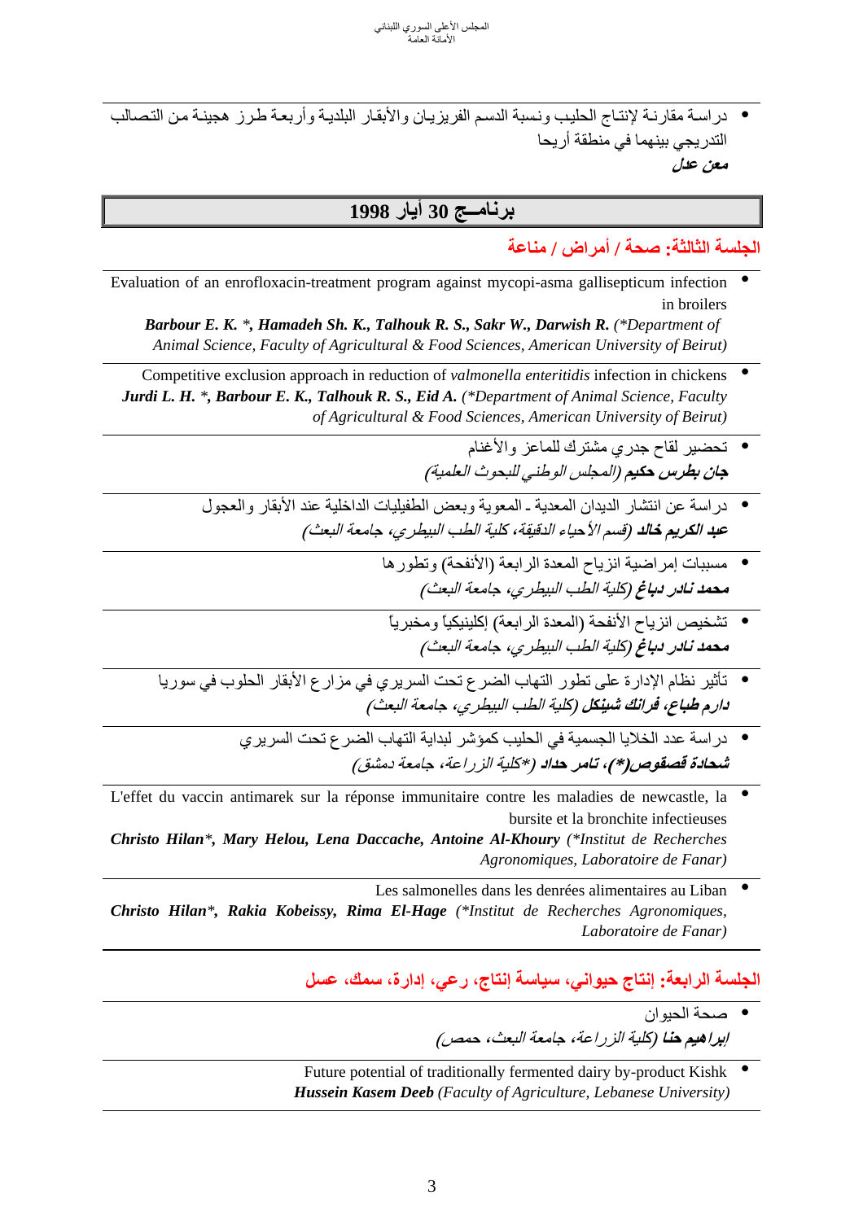- دراسة مقارنة لإنتاج الحليب ونسبة الدسم الفريزيان والأبقار البلدية وأربعة طرز هجينة من التصالب التدريجي بينهما في منطقة أريحا

***معن عدل***

## برنامج 30 أيار 1998

### الجلسة الثالثة: صحة / أمراض / مناعة

- Evaluation of an enrofloxacin-treatment program against mycopi-asma gallisepticum infection in broilers

  ***Barbour E. K. \*, Hamadeh Sh. K., Talhouk R. S., Sakr W., Darwish R.*** *(\*Department of Animal Science, Faculty of Agricultural & Food Sciences, American University of Beirut)*

- Competitive exclusion approach in reduction of *valmonella enteritidis* infection in chickens

  ***Jurdi L. H. \*, Barbour E. K., Talhouk R. S., Eid A.*** *(\*Department of Animal Science, Faculty of Agricultural & Food Sciences, American University of Beirut)*

- تحضير لقاح جدري مشترك للماعز والأغنام

  ***جان بطرس حكيم*** *(المجلس الوطني للبحوث العلمية)*

- دراسة عن انتشار الديدان المعدية ـ المعوية وبعض الطفيليات الداخلية عند الأبقار والعجول

  ***عبد الكريم خالد*** *(قسم الأحياء الدقيقة، كلية الطب البيطري، جامعة البعث)*

- مسببات إمراضية انزياح المعدة الرابعة (الأنفحة) وتطورها

  ***محمد نادر دباغ*** *(كلية الطب البيطري، جامعة البعث)*

- تشخيص انزياح الأنفحة (المعدة الرابعة) إكلينيكياً ومخبرياً

  ***محمد نادر دباغ*** *(كلية الطب البيطري، جامعة البعث)*

- تأثير نظام الإدارة على تطور التهاب الضرع تحت السريري في مزارع الأبقار الحلوب في سوريا

  ***دارم طباع، فرانك شينكل*** *(كلية الطب البيطري، جامعة البعث)*

- دراسة عدد الخلايا الجسمية في الحليب كمؤشر لبداية التهاب الضرع تحت السريري

  ***شحادة قصقوص(\*)، تامر حداد*** *(\*كلية الزراعة، جامعة دمشق)*

- L'effet du vaccin antimarek sur la réponse immunitaire contre les maladies de newcastle, la bursite et la bronchite infectieuses

  ***Christo Hilan\*, Mary Helou, Lena Daccache, Antoine Al-Khoury*** *(\*Institut de Recherches Agronomiques, Laboratoire de Fanar)*

- Les salmonelles dans les denrées alimentaires au Liban

  ***Christo Hilan\*, Rakia Kobeissy, Rima El-Hage*** *(\*Institut de Recherches Agronomiques, Laboratoire de Fanar)*

### الجلسة الرابعة: إنتاج حيواني، سياسة إنتاج، رعي، إدارة، سمك، عسل

- صحة الحيوان

  ***إبراهيم حنا*** *(كلية الزراعة، جامعة البعث، حمص)*

- Future potential of traditionally fermented dairy by-product Kishk

  ***Hussein Kasem Deeb*** *(Faculty of Agriculture, Lebanese University)*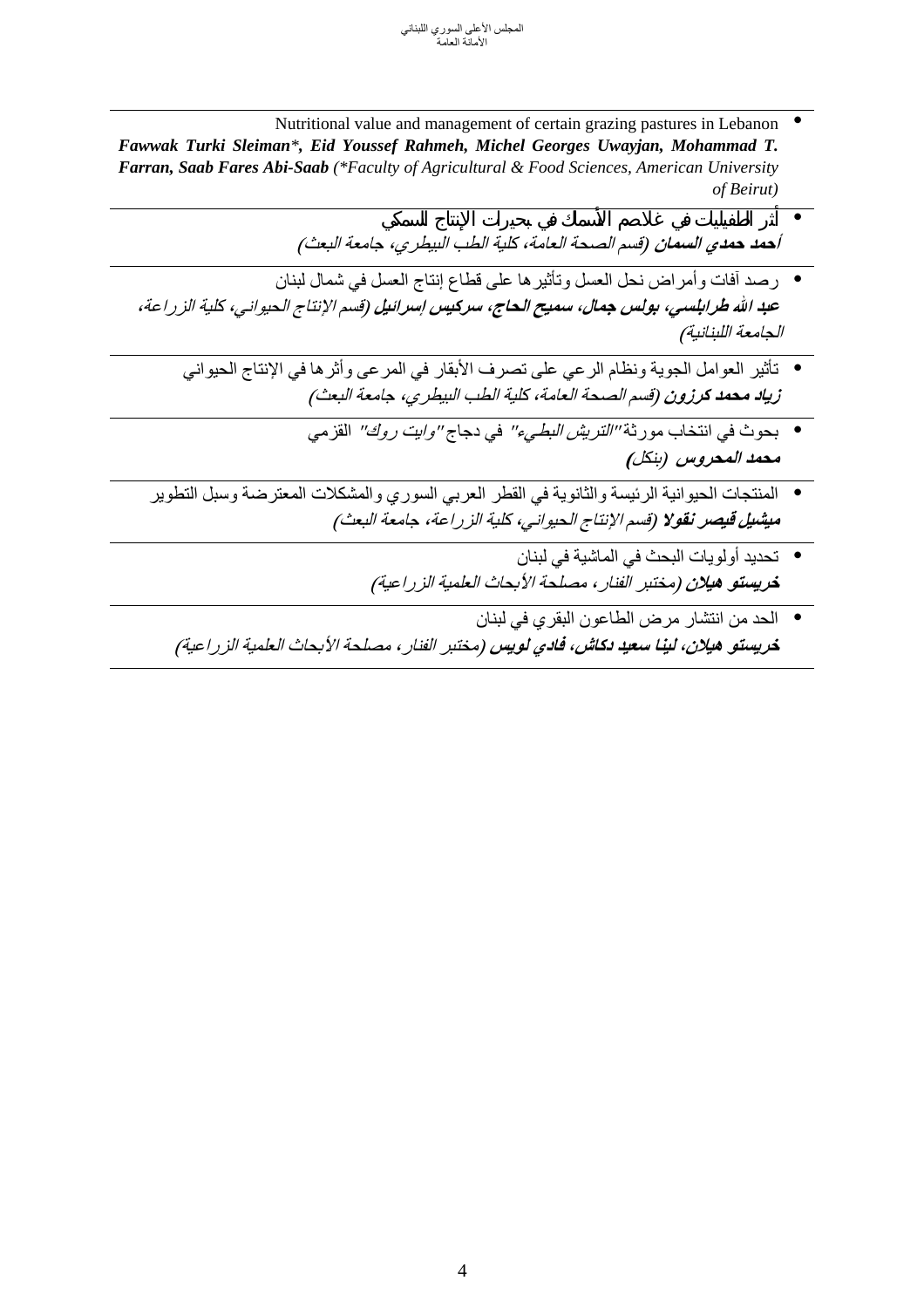- Nutritional value and management of certain grazing pastures in Lebanon

***Fawwak Turki Sleiman\*, Eid Youssef Rahmeh, Michel Georges Uwayjan, Mohammad T. Farran, Saab Fares Abi-Saab*** *(\*Faculty of Agricultural & Food Sciences, American University of Beirut)*

---

- أثر الطفيليات في غلاصم الأسماك في بحيرات الإنتاج السمكي

***أحمد حمدي السمان*** *(قسم الصحة العامة، كلية الطب البيطري، جامعة البعث)*

---

- رصد آفات وأمراض نحل العسل وتأثيرها على قطاع إنتاج العسل في شمال لبنان

***عبد الله طرابلسي، بولس جمال، سميح الحاج، سركيس إسرائيل*** *(قسم الإنتاج الحيواني، كلية الزراعة، الجامعة اللبنانية)*

---

- تأثير العوامل الجوية ونظام الرعي على تصرف الأبقار في المرعى وأثرها في الإنتاج الحيواني

***زياد محمد كرزون*** *(قسم الصحة العامة، كلية الطب البيطري، جامعة البعث)*

---

- بحوث في انتخاب مورثة *"التريش البطيء"* في دجاج *"وايت روك"* القزمي

***محمد المحروس*** *(بنكل)*

---

- المنتجات الحيوانية الرئيسة والثانوية في القطر العربي السوري والمشكلات المعترضة وسبل التطوير

***ميشيل قيصر نقولا*** *(قسم الإنتاج الحيواني، كلية الزراعة، جامعة البعث)*

---

- تحديد أولويات البحث في الماشية في لبنان

***خريستو هيلان*** *(مختبر الفنار، مصلحة الأبحاث العلمية الزراعية)*

---

- الحد من انتشار مرض الطاعون البقري في لبنان

***خريستو هيلان، لينا سعيد دكاش، فادي لويس*** *(مختبر الفنار، مصلحة الأبحاث العلمية الزراعية)*